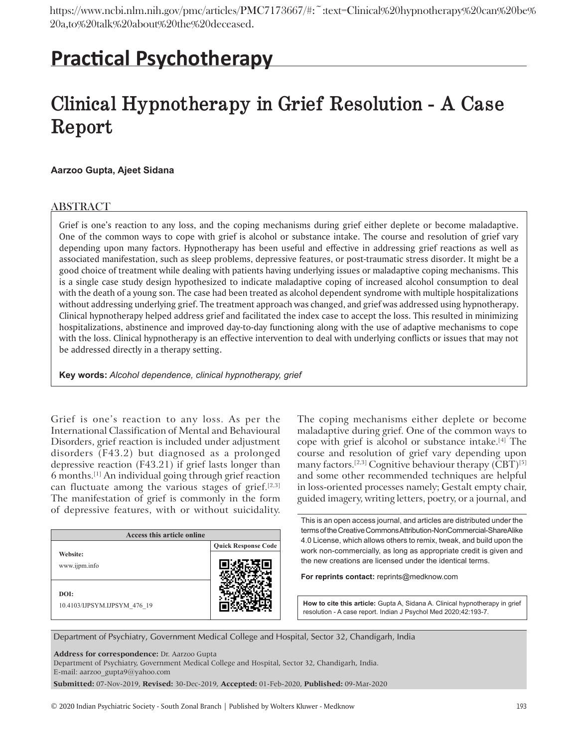https://www.ncbi.nlm.nih.gov/pmc/articles/PMC7173667/#:~:text=Clinical%20hypnotherapy%20can%20be%20a,to%20talk%20about%20the%20deceased.

## Practical Psychotherapy

# Clinical Hypnotherapy in Grief Resolution - A Case Report

**Aarzoo Gupta, Ajeet Sidana**

## ABSTRACT

Grief is one's reaction to any loss, and the coping mechanisms during grief either deplete or become maladaptive. One of the common ways to cope with grief is alcohol or substance intake. The course and resolution of grief vary depending upon many factors. Hypnotherapy has been useful and effective in addressing grief reactions as well as associated manifestation, such as sleep problems, depressive features, or post-traumatic stress disorder. It might be a good choice of treatment while dealing with patients having underlying issues or maladaptive coping mechanisms. This is a single case study design hypothesized to indicate maladaptive coping of increased alcohol consumption to deal with the death of a young son. The case had been treated as alcohol dependent syndrome with multiple hospitalizations without addressing underlying grief. The treatment approach was changed, and grief was addressed using hypnotherapy. Clinical hypnotherapy helped address grief and facilitated the index case to accept the loss. This resulted in minimizing hospitalizations, abstinence and improved day-to-day functioning along with the use of adaptive mechanisms to cope with the loss. Clinical hypnotherapy is an effective intervention to deal with underlying conflicts or issues that may not be addressed directly in a therapy setting.

**Key words:** *Alcohol dependence, clinical hypnotherapy, grief*

Grief is one's reaction to any loss. As per the International Classification of Mental and Behavioural Disorders, grief reaction is included under adjustment disorders (F43.2) but diagnosed as a prolonged depressive reaction (F43.21) if grief lasts longer than 6 months.[1] An individual going through grief reaction can fluctuate among the various stages of grief.[2,3] The manifestation of grief is commonly in the form of depressive features, with or without suicidality. The coping mechanisms either deplete or become maladaptive during grief. One of the common ways to cope with grief is alcohol or substance intake.[4] The course and resolution of grief vary depending upon many factors.[2,3] Cognitive behaviour therapy (CBT)[5] and some other recommended techniques are helpful in loss-oriented processes namely; Gestalt empty chair, guided imagery, writing letters, poetry, or a journal, and

| Access this article online | |
|---|---|
| **Website:** www.ijpm.info | **Quick Response Code** |
| **DOI:** 10.4103/IJPSYM.IJPSYM_476_19 | |

This is an open access journal, and articles are distributed under the terms of the Creative Commons Attribution-NonCommercial-ShareAlike 4.0 License, which allows others to remix, tweak, and build upon the work non-commercially, as long as appropriate credit is given and the new creations are licensed under the identical terms.

**For reprints contact:** reprints@medknow.com

**How to cite this article:** Gupta A, Sidana A. Clinical hypnotherapy in grief resolution - A case report. Indian J Psychol Med 2020;42:193-7.

Department of Psychiatry, Government Medical College and Hospital, Sector 32, Chandigarh, India

**Address for correspondence:** Dr. Aarzoo Gupta
Department of Psychiatry, Government Medical College and Hospital, Sector 32, Chandigarh, India.
E-mail: aarzoo_gupta9@yahoo.com

**Submitted:** 07-Nov-2019, **Revised:** 30-Dec-2019, **Accepted:** 01-Feb-2020, **Published:** 09-Mar-2020

© 2020 Indian Psychiatric Society - South Zonal Branch | Published by Wolters Kluwer - Medknow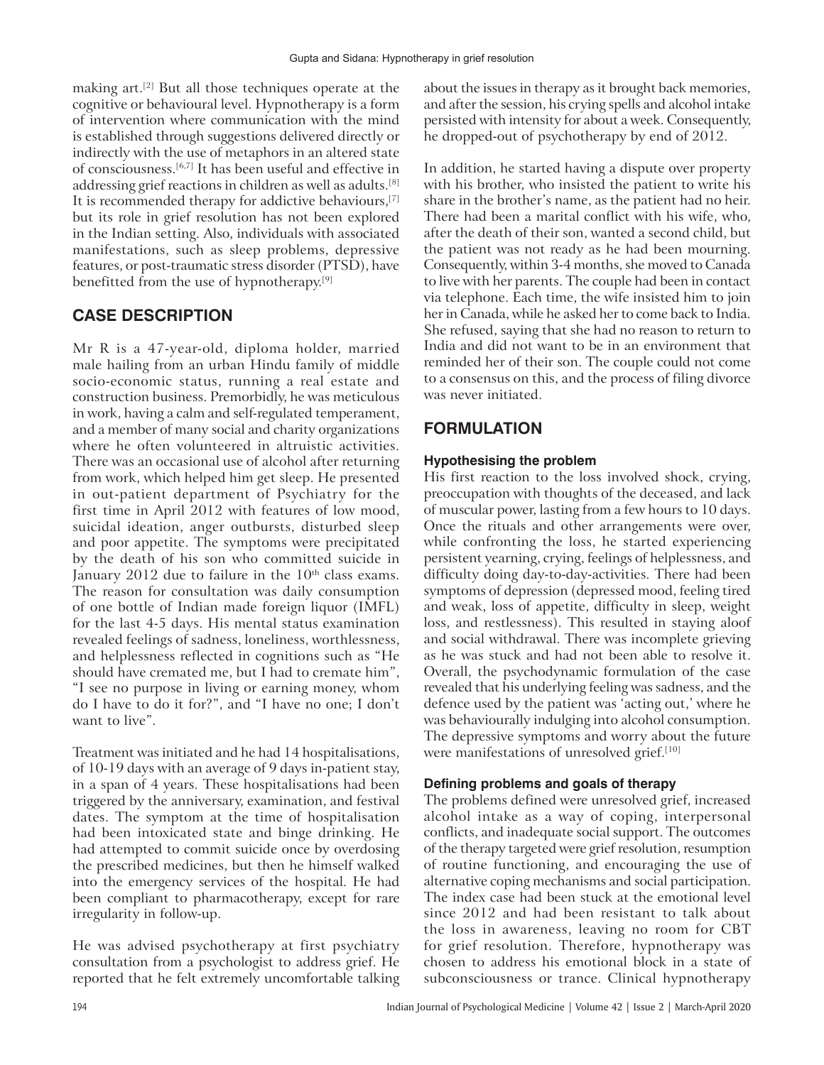making art.[2] But all those techniques operate at the cognitive or behavioural level. Hypnotherapy is a form of intervention where communication with the mind is established through suggestions delivered directly or indirectly with the use of metaphors in an altered state of consciousness.[6,7] It has been useful and effective in addressing grief reactions in children as well as adults.[8] It is recommended therapy for addictive behaviours,[7] but its role in grief resolution has not been explored in the Indian setting. Also, individuals with associated manifestations, such as sleep problems, depressive features, or post-traumatic stress disorder (PTSD), have benefitted from the use of hypnotherapy.[9]

## CASE DESCRIPTION

Mr R is a 47-year-old, diploma holder, married male hailing from an urban Hindu family of middle socio-economic status, running a real estate and construction business. Premorbidly, he was meticulous in work, having a calm and self-regulated temperament, and a member of many social and charity organizations where he often volunteered in altruistic activities. There was an occasional use of alcohol after returning from work, which helped him get sleep. He presented in out-patient department of Psychiatry for the first time in April 2012 with features of low mood, suicidal ideation, anger outbursts, disturbed sleep and poor appetite. The symptoms were precipitated by the death of his son who committed suicide in January 2012 due to failure in the 10th class exams. The reason for consultation was daily consumption of one bottle of Indian made foreign liquor (IMFL) for the last 4-5 days. His mental status examination revealed feelings of sadness, loneliness, worthlessness, and helplessness reflected in cognitions such as "He should have cremated me, but I had to cremate him", "I see no purpose in living or earning money, whom do I have to do it for?", and "I have no one; I don't want to live".

Treatment was initiated and he had 14 hospitalisations, of 10-19 days with an average of 9 days in-patient stay, in a span of 4 years. These hospitalisations had been triggered by the anniversary, examination, and festival dates. The symptom at the time of hospitalisation had been intoxicated state and binge drinking. He had attempted to commit suicide once by overdosing the prescribed medicines, but then he himself walked into the emergency services of the hospital. He had been compliant to pharmacotherapy, except for rare irregularity in follow-up.

He was advised psychotherapy at first psychiatry consultation from a psychologist to address grief. He reported that he felt extremely uncomfortable talking about the issues in therapy as it brought back memories, and after the session, his crying spells and alcohol intake persisted with intensity for about a week. Consequently, he dropped-out of psychotherapy by end of 2012.

In addition, he started having a dispute over property with his brother, who insisted the patient to write his share in the brother's name, as the patient had no heir. There had been a marital conflict with his wife, who, after the death of their son, wanted a second child, but the patient was not ready as he had been mourning. Consequently, within 3-4 months, she moved to Canada to live with her parents. The couple had been in contact via telephone. Each time, the wife insisted him to join her in Canada, while he asked her to come back to India. She refused, saying that she had no reason to return to India and did not want to be in an environment that reminded her of their son. The couple could not come to a consensus on this, and the process of filing divorce was never initiated.

## FORMULATION

### Hypothesising the problem

His first reaction to the loss involved shock, crying, preoccupation with thoughts of the deceased, and lack of muscular power, lasting from a few hours to 10 days. Once the rituals and other arrangements were over, while confronting the loss, he started experiencing persistent yearning, crying, feelings of helplessness, and difficulty doing day-to-day-activities. There had been symptoms of depression (depressed mood, feeling tired and weak, loss of appetite, difficulty in sleep, weight loss, and restlessness). This resulted in staying aloof and social withdrawal. There was incomplete grieving as he was stuck and had not been able to resolve it. Overall, the psychodynamic formulation of the case revealed that his underlying feeling was sadness, and the defence used by the patient was 'acting out,' where he was behaviourally indulging into alcohol consumption. The depressive symptoms and worry about the future were manifestations of unresolved grief.[10]

### Defining problems and goals of therapy

The problems defined were unresolved grief, increased alcohol intake as a way of coping, interpersonal conflicts, and inadequate social support. The outcomes of the therapy targeted were grief resolution, resumption of routine functioning, and encouraging the use of alternative coping mechanisms and social participation. The index case had been stuck at the emotional level since 2012 and had been resistant to talk about the loss in awareness, leaving no room for CBT for grief resolution. Therefore, hypnotherapy was chosen to address his emotional block in a state of subconsciousness or trance. Clinical hypnotherapy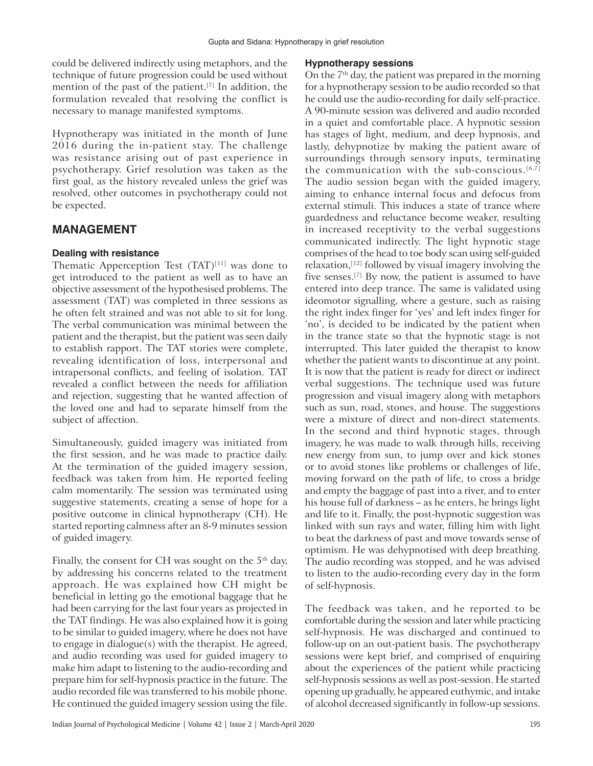could be delivered indirectly using metaphors, and the technique of future progression could be used without mention of the past of the patient.[7] In addition, the formulation revealed that resolving the conflict is necessary to manage manifested symptoms.

Hypnotherapy was initiated in the month of June 2016 during the in-patient stay. The challenge was resistance arising out of past experience in psychotherapy. Grief resolution was taken as the first goal, as the history revealed unless the grief was resolved, other outcomes in psychotherapy could not be expected.

## MANAGEMENT

### Dealing with resistance

Thematic Apperception Test (TAT)[11] was done to get introduced to the patient as well as to have an objective assessment of the hypothesised problems. The assessment (TAT) was completed in three sessions as he often felt strained and was not able to sit for long. The verbal communication was minimal between the patient and the therapist, but the patient was seen daily to establish rapport. The TAT stories were complete, revealing identification of loss, interpersonal and intrapersonal conflicts, and feeling of isolation. TAT revealed a conflict between the needs for affiliation and rejection, suggesting that he wanted affection of the loved one and had to separate himself from the subject of affection.

Simultaneously, guided imagery was initiated from the first session, and he was made to practice daily. At the termination of the guided imagery session, feedback was taken from him. He reported feeling calm momentarily. The session was terminated using suggestive statements, creating a sense of hope for a positive outcome in clinical hypnotherapy (CH). He started reporting calmness after an 8-9 minutes session of guided imagery.

Finally, the consent for CH was sought on the 5th day, by addressing his concerns related to the treatment approach. He was explained how CH might be beneficial in letting go the emotional baggage that he had been carrying for the last four years as projected in the TAT findings. He was also explained how it is going to be similar to guided imagery, where he does not have to engage in dialogue(s) with the therapist. He agreed, and audio recording was used for guided imagery to make him adapt to listening to the audio-recording and prepare him for self-hypnosis practice in the future. The audio recorded file was transferred to his mobile phone. He continued the guided imagery session using the file.

### Hypnotherapy sessions

On the 7th day, the patient was prepared in the morning for a hypnotherapy session to be audio recorded so that he could use the audio-recording for daily self-practice. A 90-minute session was delivered and audio recorded in a quiet and comfortable place. A hypnotic session has stages of light, medium, and deep hypnosis, and lastly, dehypnotize by making the patient aware of surroundings through sensory inputs, terminating the communication with the sub-conscious.[6,7] The audio session began with the guided imagery, aiming to enhance internal focus and defocus from external stimuli. This induces a state of trance where guardedness and reluctance become weaker, resulting in increased receptivity to the verbal suggestions communicated indirectly. The light hypnotic stage comprises of the head to toe body scan using self-guided relaxation,[12] followed by visual imagery involving the five senses.[7] By now, the patient is assumed to have entered into deep trance. The same is validated using ideomotor signalling, where a gesture, such as raising the right index finger for 'yes' and left index finger for 'no', is decided to be indicated by the patient when in the trance state so that the hypnotic stage is not interrupted. This later guided the therapist to know whether the patient wants to discontinue at any point. It is now that the patient is ready for direct or indirect verbal suggestions. The technique used was future progression and visual imagery along with metaphors such as sun, road, stones, and house. The suggestions were a mixture of direct and non-direct statements. In the second and third hypnotic stages, through imagery, he was made to walk through hills, receiving new energy from sun, to jump over and kick stones or to avoid stones like problems or challenges of life, moving forward on the path of life, to cross a bridge and empty the baggage of past into a river, and to enter his house full of darkness – as he enters, he brings light and life to it. Finally, the post-hypnotic suggestion was linked with sun rays and water, filling him with light to beat the darkness of past and move towards sense of optimism. He was dehypnotised with deep breathing. The audio recording was stopped, and he was advised to listen to the audio-recording every day in the form of self-hypnosis.

The feedback was taken, and he reported to be comfortable during the session and later while practicing self-hypnosis. He was discharged and continued to follow-up on an out-patient basis. The psychotherapy sessions were kept brief, and comprised of enquiring about the experiences of the patient while practicing self-hypnosis sessions as well as post-session. He started opening up gradually, he appeared euthymic, and intake of alcohol decreased significantly in follow-up sessions.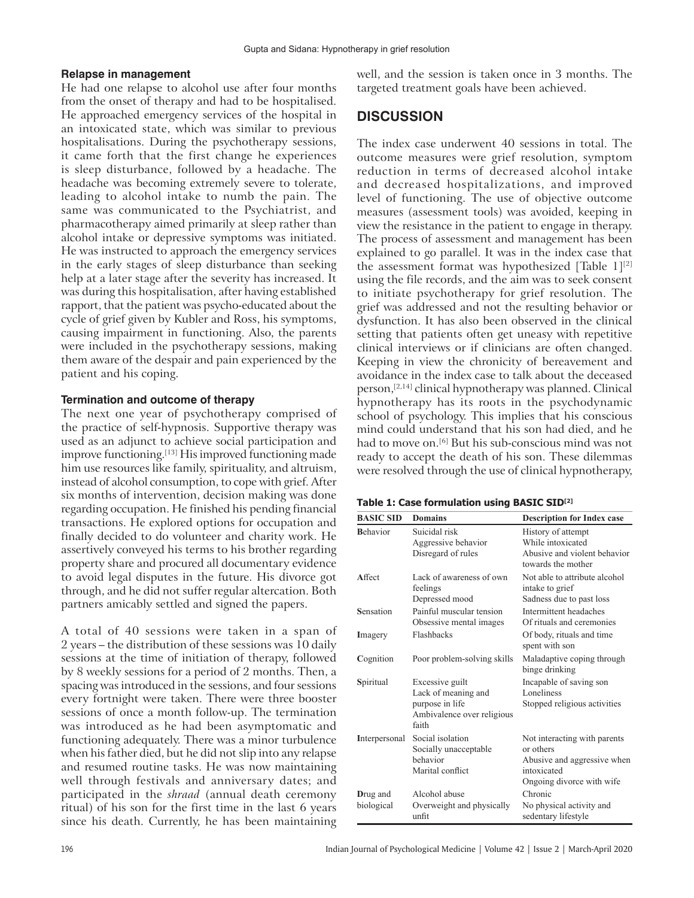**Relapse in management**

He had one relapse to alcohol use after four months from the onset of therapy and had to be hospitalised. He approached emergency services of the hospital in an intoxicated state, which was similar to previous hospitalisations. During the psychotherapy sessions, it came forth that the first change he experiences is sleep disturbance, followed by a headache. The headache was becoming extremely severe to tolerate, leading to alcohol intake to numb the pain. The same was communicated to the Psychiatrist, and pharmacotherapy aimed primarily at sleep rather than alcohol intake or depressive symptoms was initiated. He was instructed to approach the emergency services in the early stages of sleep disturbance than seeking help at a later stage after the severity has increased. It was during this hospitalisation, after having established rapport, that the patient was psycho-educated about the cycle of grief given by Kubler and Ross, his symptoms, causing impairment in functioning. Also, the parents were included in the psychotherapy sessions, making them aware of the despair and pain experienced by the patient and his coping.

**Termination and outcome of therapy**

The next one year of psychotherapy comprised of the practice of self-hypnosis. Supportive therapy was used as an adjunct to achieve social participation and improve functioning.[13] His improved functioning made him use resources like family, spirituality, and altruism, instead of alcohol consumption, to cope with grief. After six months of intervention, decision making was done regarding occupation. He finished his pending financial transactions. He explored options for occupation and finally decided to do volunteer and charity work. He assertively conveyed his terms to his brother regarding property share and procured all documentary evidence to avoid legal disputes in the future. His divorce got through, and he did not suffer regular altercation. Both partners amicably settled and signed the papers.

A total of 40 sessions were taken in a span of 2 years – the distribution of these sessions was 10 daily sessions at the time of initiation of therapy, followed by 8 weekly sessions for a period of 2 months. Then, a spacing was introduced in the sessions, and four sessions every fortnight were taken. There were three booster sessions of once a month follow-up. The termination was introduced as he had been asymptomatic and functioning adequately. There was a minor turbulence when his father died, but he did not slip into any relapse and resumed routine tasks. He was now maintaining well through festivals and anniversary dates; and participated in the *shraad* (annual death ceremony ritual) of his son for the first time in the last 6 years since his death. Currently, he has been maintaining well, and the session is taken once in 3 months. The targeted treatment goals have been achieved.

## DISCUSSION

The index case underwent 40 sessions in total. The outcome measures were grief resolution, symptom reduction in terms of decreased alcohol intake and decreased hospitalizations, and improved level of functioning. The use of objective outcome measures (assessment tools) was avoided, keeping in view the resistance in the patient to engage in therapy. The process of assessment and management has been explained to go parallel. It was in the index case that the assessment format was hypothesized [Table 1][2] using the file records, and the aim was to seek consent to initiate psychotherapy for grief resolution. The grief was addressed and not the resulting behavior or dysfunction. It has also been observed in the clinical setting that patients often get uneasy with repetitive clinical interviews or if clinicians are often changed. Keeping in view the chronicity of bereavement and avoidance in the index case to talk about the deceased person,[2,14] clinical hypnotherapy was planned. Clinical hypnotherapy has its roots in the psychodynamic school of psychology. This implies that his conscious mind could understand that his son had died, and he had to move on.[6] But his sub-conscious mind was not ready to accept the death of his son. These dilemmas were resolved through the use of clinical hypnotherapy,

**Table 1: Case formulation using BASIC SID[2]**

| BASIC SID | Domains | Description for Index case |
|---|---|---|
| **B**ehavior | Suicidal risk<br>Aggressive behavior<br>Disregard of rules | History of attempt<br>While intoxicated<br>Abusive and violent behavior towards the mother |
| **A**ffect | Lack of awareness of own feelings<br>Depressed mood | Not able to attribute alcohol intake to grief<br>Sadness due to past loss |
| **S**ensation | Painful muscular tension<br>Obsessive mental images | Intermittent headaches<br>Of rituals and ceremonies |
| **I**magery | Flashbacks | Of body, rituals and time spent with son |
| **C**ognition | Poor problem-solving skills | Maladaptive coping through binge drinking |
| **S**piritual | Excessive guilt<br>Lack of meaning and purpose in life<br>Ambivalence over religious faith | Incapable of saving son<br>Loneliness<br>Stopped religious activities |
| **I**nterpersonal | Social isolation<br>Socially unacceptable behavior<br>Marital conflict | Not interacting with parents or others<br>Abusive and aggressive when intoxicated<br>Ongoing divorce with wife |
| **D**rug and biological | Alcohol abuse<br>Overweight and physically unfit | Chronic<br>No physical activity and sedentary lifestyle |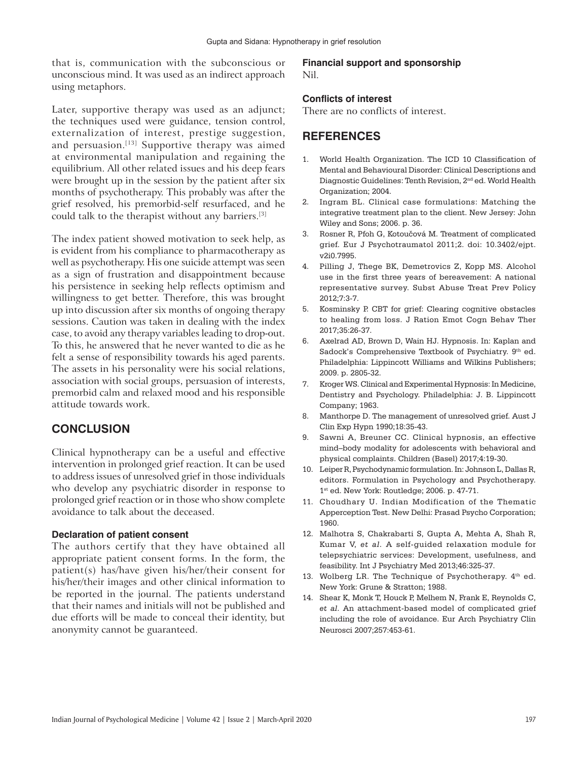that is, communication with the subconscious or unconscious mind. It was used as an indirect approach using metaphors.

Later, supportive therapy was used as an adjunct; the techniques used were guidance, tension control, externalization of interest, prestige suggestion, and persuasion.[13] Supportive therapy was aimed at environmental manipulation and regaining the equilibrium. All other related issues and his deep fears were brought up in the session by the patient after six months of psychotherapy. This probably was after the grief resolved, his premorbid-self resurfaced, and he could talk to the therapist without any barriers.[3]

The index patient showed motivation to seek help, as is evident from his compliance to pharmacotherapy as well as psychotherapy. His one suicide attempt was seen as a sign of frustration and disappointment because his persistence in seeking help reflects optimism and willingness to get better. Therefore, this was brought up into discussion after six months of ongoing therapy sessions. Caution was taken in dealing with the index case, to avoid any therapy variables leading to drop-out. To this, he answered that he never wanted to die as he felt a sense of responsibility towards his aged parents. The assets in his personality were his social relations, association with social groups, persuasion of interests, premorbid calm and relaxed mood and his responsible attitude towards work.

## CONCLUSION

Clinical hypnotherapy can be a useful and effective intervention in prolonged grief reaction. It can be used to address issues of unresolved grief in those individuals who develop any psychiatric disorder in response to prolonged grief reaction or in those who show complete avoidance to talk about the deceased.

### Declaration of patient consent

The authors certify that they have obtained all appropriate patient consent forms. In the form, the patient(s) has/have given his/her/their consent for his/her/their images and other clinical information to be reported in the journal. The patients understand that their names and initials will not be published and due efforts will be made to conceal their identity, but anonymity cannot be guaranteed.

### Financial support and sponsorship

Nil.

### Conflicts of interest

There are no conflicts of interest.

## REFERENCES

1. World Health Organization. The ICD 10 Classification of Mental and Behavioural Disorder: Clinical Descriptions and Diagnostic Guidelines: Tenth Revision, 2nd ed. World Health Organization; 2004.
2. Ingram BL. Clinical case formulations: Matching the integrative treatment plan to the client. New Jersey: John Wiley and Sons; 2006. p. 36.
3. Rosner R, Pfoh G, Kotoučová M. Treatment of complicated grief. Eur J Psychotraumatol 2011;2. doi: 10.3402/ejpt.v2i0.7995.
4. Pilling J, Thege BK, Demetrovics Z, Kopp MS. Alcohol use in the first three years of bereavement: A national representative survey. Subst Abuse Treat Prev Policy 2012;7:3-7.
5. Kosminsky P. CBT for grief: Clearing cognitive obstacles to healing from loss. J Ration Emot Cogn Behav Ther 2017;35:26-37.
6. Axelrad AD, Brown D, Wain HJ. Hypnosis. In: Kaplan and Sadock's Comprehensive Textbook of Psychiatry. 9th ed. Philadelphia: Lippincott Williams and Wilkins Publishers; 2009. p. 2805-32.
7. Kroger WS. Clinical and Experimental Hypnosis: In Medicine, Dentistry and Psychology. Philadelphia: J. B. Lippincott Company; 1963.
8. Manthorpe D. The management of unresolved grief. Aust J Clin Exp Hypn 1990;18:35-43.
9. Sawni A, Breuner CC. Clinical hypnosis, an effective mind–body modality for adolescents with behavioral and physical complaints. Children (Basel) 2017;4:19-30.
10. Leiper R, Psychodynamic formulation. In: Johnson L, Dallas R, editors. Formulation in Psychology and Psychotherapy. 1st ed. New York: Routledge; 2006. p. 47-71.
11. Choudhary U. Indian Modification of the Thematic Apperception Test. New Delhi: Prasad Psycho Corporation; 1960.
12. Malhotra S, Chakrabarti S, Gupta A, Mehta A, Shah R, Kumar V, *et al*. A self-guided relaxation module for telepsychiatric services: Development, usefulness, and feasibility. Int J Psychiatry Med 2013;46:325-37.
13. Wolberg LR. The Technique of Psychotherapy. 4th ed. New York: Grune & Stratton; 1988.
14. Shear K, Monk T, Houck P, Melhem N, Frank E, Reynolds C, *et al*. An attachment-based model of complicated grief including the role of avoidance. Eur Arch Psychiatry Clin Neurosci 2007;257:453-61.